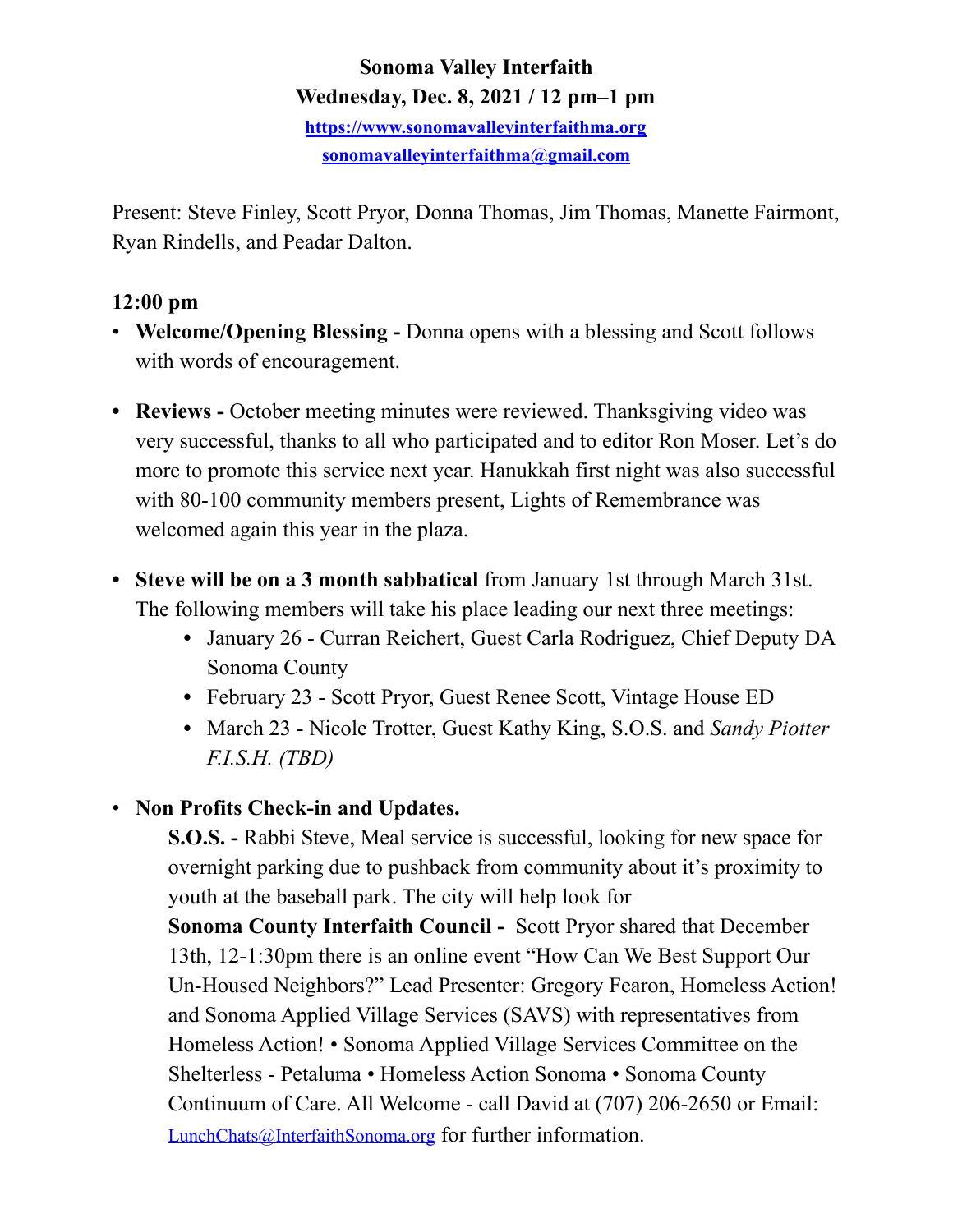**Sonoma Valley Interfaith**
**Wednesday, Dec. 8, 2021 / 12 pm–1 pm**
https://www.sonomavalleyinterfaithma.org
sonomavalleyinterfaithma@gmail.com

Present: Steve Finley, Scott Pryor, Donna Thomas, Jim Thomas, Manette Fairmont, Ryan Rindells, and Peadar Dalton.

**12:00 pm**

- **Welcome/Opening Blessing -** Donna opens with a blessing and Scott follows with words of encouragement.
- **Reviews -** October meeting minutes were reviewed. Thanksgiving video was very successful, thanks to all who participated and to editor Ron Moser. Let's do more to promote this service next year. Hanukkah first night was also successful with 80-100 community members present, Lights of Remembrance was welcomed again this year in the plaza.
- **Steve will be on a 3 month sabbatical** from January 1st through March 31st. The following members will take his place leading our next three meetings:
  - January 26 - Curran Reichert, Guest Carla Rodriguez, Chief Deputy DA Sonoma County
  - February 23 - Scott Pryor, Guest Renee Scott, Vintage House ED
  - March 23 - Nicole Trotter, Guest Kathy King, S.O.S. and *Sandy Piotter F.I.S.H. (TBD)*
- **Non Profits Check-in and Updates.**

  **S.O.S. -** Rabbi Steve, Meal service is successful, looking for new space for overnight parking due to pushback from community about it's proximity to youth at the baseball park. The city will help look for

  **Sonoma County Interfaith Council -** Scott Pryor shared that December 13th, 12-1:30pm there is an online event "How Can We Best Support Our Un-Housed Neighbors?" Lead Presenter: Gregory Fearon, Homeless Action! and Sonoma Applied Village Services (SAVS) with representatives from Homeless Action! • Sonoma Applied Village Services Committee on the Shelterless - Petaluma • Homeless Action Sonoma • Sonoma County Continuum of Care. All Welcome - call David at (707) 206-2650 or Email: LunchChats@InterfaithSonoma.org for further information.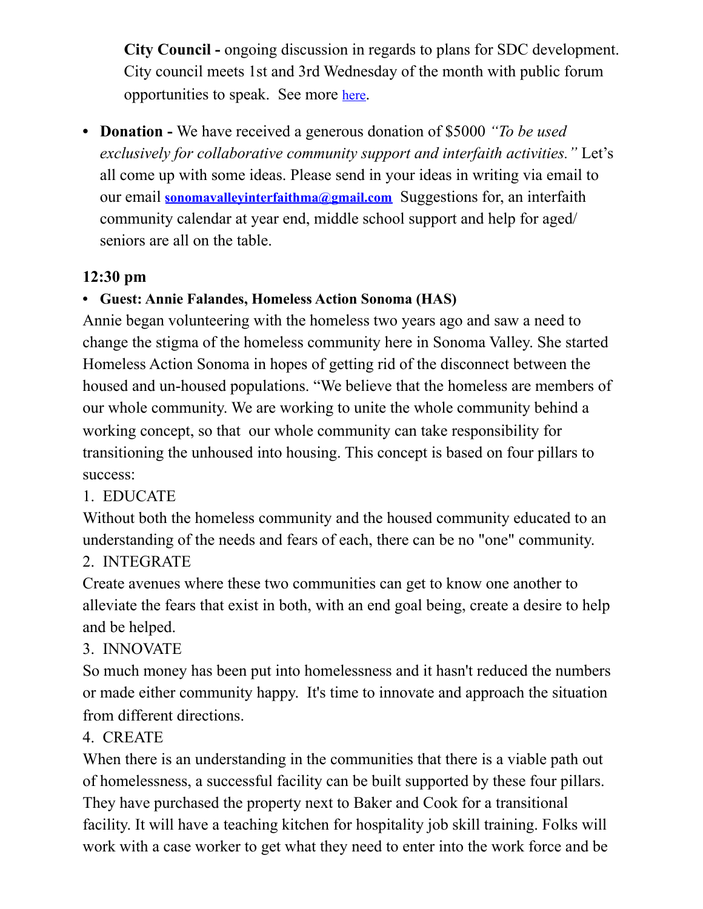**City Council -** ongoing discussion in regards to plans for SDC development. City council meets 1st and 3rd Wednesday of the month with public forum opportunities to speak. See more [here](here).

- **Donation -** We have received a generous donation of $5000 *"To be used exclusively for collaborative community support and interfaith activities."* Let's all come up with some ideas. Please send in your ideas in writing via email to our email **[sonomavalleyinterfaithma@gmail.com](mailto:sonomavalleyinterfaithma@gmail.com)** Suggestions for, an interfaith community calendar at year end, middle school support and help for aged/ seniors are all on the table.

**12:30 pm**

- **Guest: Annie Falandes, Homeless Action Sonoma (HAS)**

Annie began volunteering with the homeless two years ago and saw a need to change the stigma of the homeless community here in Sonoma Valley. She started Homeless Action Sonoma in hopes of getting rid of the disconnect between the housed and un-housed populations. "We believe that the homeless are members of our whole community. We are working to unite the whole community behind a working concept, so that our whole community can take responsibility for transitioning the unhoused into housing. This concept is based on four pillars to success:

1. EDUCATE

Without both the homeless community and the housed community educated to an understanding of the needs and fears of each, there can be no "one" community.

2. INTEGRATE

Create avenues where these two communities can get to know one another to alleviate the fears that exist in both, with an end goal being, create a desire to help and be helped.

3. INNOVATE

So much money has been put into homelessness and it hasn't reduced the numbers or made either community happy. It's time to innovate and approach the situation from different directions.

4. CREATE

When there is an understanding in the communities that there is a viable path out of homelessness, a successful facility can be built supported by these four pillars. They have purchased the property next to Baker and Cook for a transitional facility. It will have a teaching kitchen for hospitality job skill training. Folks will work with a case worker to get what they need to enter into the work force and be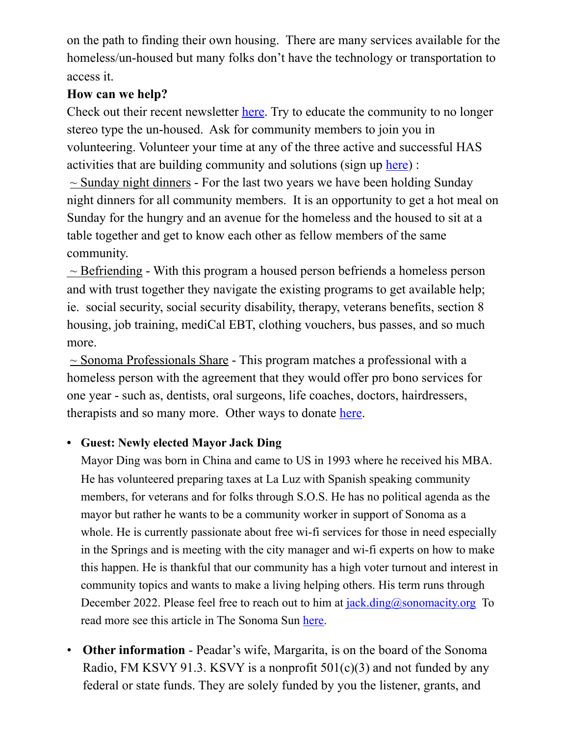on the path to finding their own housing.  There are many services available for the homeless/un-housed but many folks don't have the technology or transportation to access it.

**How can we help?**

Check out their recent newsletter here. Try to educate the community to no longer stereo type the un-housed.  Ask for community members to join you in volunteering. Volunteer your time at any of the three active and successful HAS activities that are building community and solutions (sign up here) :

~ Sunday night dinners - For the last two years we have been holding Sunday night dinners for all community members.  It is an opportunity to get a hot meal on Sunday for the hungry and an avenue for the homeless and the housed to sit at a table together and get to know each other as fellow members of the same community.

~ Befriending - With this program a housed person befriends a homeless person and with trust together they navigate the existing programs to get available help; ie.  social security, social security disability, therapy, veterans benefits, section 8 housing, job training, mediCal EBT, clothing vouchers, bus passes, and so much more.

~ Sonoma Professionals Share - This program matches a professional with a homeless person with the agreement that they would offer pro bono services for one year - such as, dentists, oral surgeons, life coaches, doctors, hairdressers, therapists and so many more.  Other ways to donate here.

- **Guest: Newly elected Mayor Jack Ding**

  Mayor Ding was born in China and came to US in 1993 where he received his MBA. He has volunteered preparing taxes at La Luz with Spanish speaking community members, for veterans and for folks through S.O.S. He has no political agenda as the mayor but rather he wants to be a community worker in support of Sonoma as a whole. He is currently passionate about free wi-fi services for those in need especially in the Springs and is meeting with the city manager and wi-fi experts on how to make this happen. He is thankful that our community has a high voter turnout and interest in community topics and wants to make a living helping others. His term runs through December 2022. Please feel free to reach out to him at jack.ding@sonomacity.org  To read more see this article in The Sonoma Sun here.

- **Other information** - Peadar's wife, Margarita, is on the board of the Sonoma Radio, FM KSVY 91.3. KSVY is a nonprofit 501(c)(3) and not funded by any federal or state funds. They are solely funded by you the listener, grants, and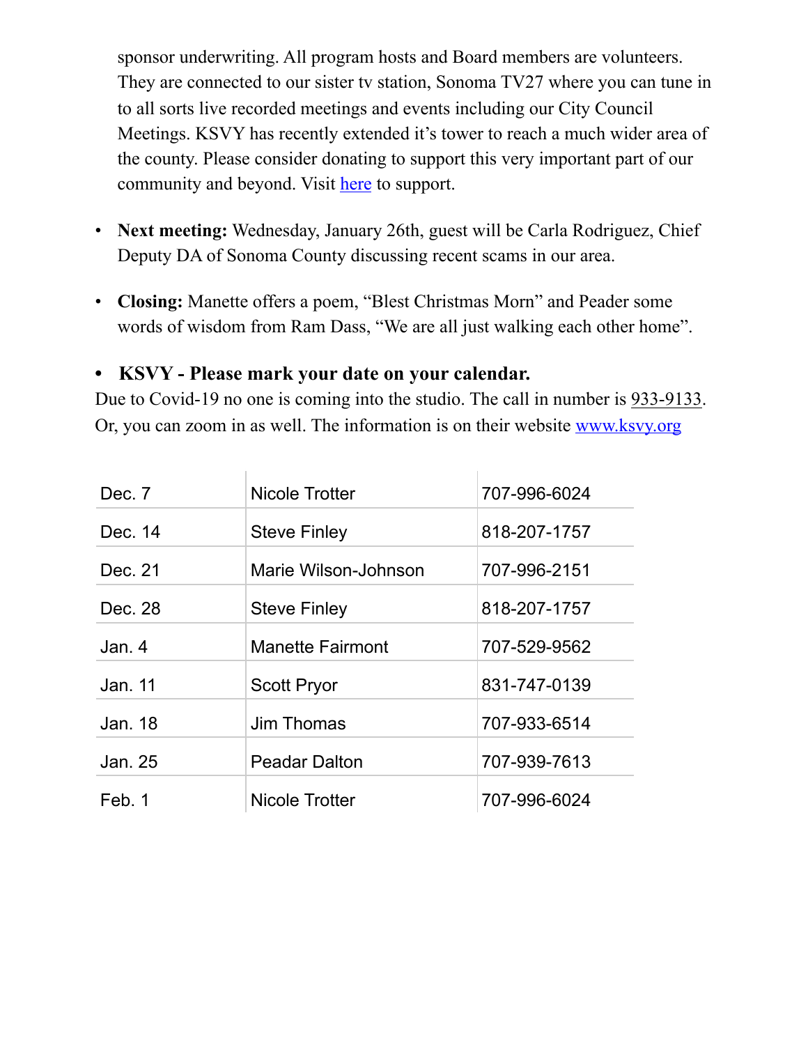sponsor underwriting. All program hosts and Board members are volunteers. They are connected to our sister tv station, Sonoma TV27 where you can tune in to all sorts live recorded meetings and events including our City Council Meetings. KSVY has recently extended it's tower to reach a much wider area of the county. Please consider donating to support this very important part of our community and beyond. Visit [here](#) to support.

- **Next meeting:** Wednesday, January 26th, guest will be Carla Rodriguez, Chief Deputy DA of Sonoma County discussing recent scams in our area.

- **Closing:** Manette offers a poem, "Blest Christmas Morn" and Peader some words of wisdom from Ram Dass, "We are all just walking each other home".

- **KSVY - Please mark your date on your calendar.**

Due to Covid-19 no one is coming into the studio. The call in number is 933-9133. Or, you can zoom in as well. The information is on their website [www.ksvy.org](http://www.ksvy.org)

| | | |
|---|---|---|
| Dec. 7 | Nicole Trotter | 707-996-6024 |
| Dec. 14 | Steve Finley | 818-207-1757 |
| Dec. 21 | Marie Wilson-Johnson | 707-996-2151 |
| Dec. 28 | Steve Finley | 818-207-1757 |
| Jan. 4 | Manette Fairmont | 707-529-9562 |
| Jan. 11 | Scott Pryor | 831-747-0139 |
| Jan. 18 | Jim Thomas | 707-933-6514 |
| Jan. 25 | Peadar Dalton | 707-939-7613 |
| Feb. 1 | Nicole Trotter | 707-996-6024 |